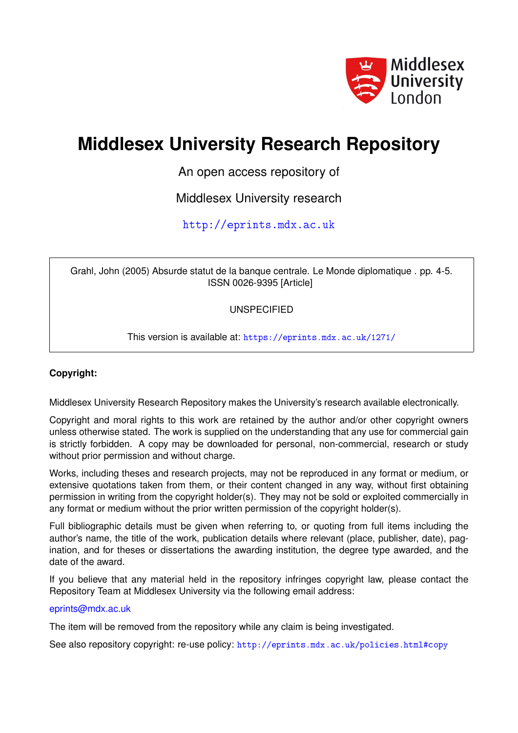Middlesex University London

# Middlesex University Research Repository

An open access repository of

Middlesex University research

http://eprints.mdx.ac.uk

Grahl, John (2005) Absurde statut de la banque centrale. Le Monde diplomatique . pp. 4-5. ISSN 0026-9395 [Article]

UNSPECIFIED

This version is available at: https://eprints.mdx.ac.uk/1271/

**Copyright:**

Middlesex University Research Repository makes the University's research available electronically.

Copyright and moral rights to this work are retained by the author and/or other copyright owners unless otherwise stated. The work is supplied on the understanding that any use for commercial gain is strictly forbidden. A copy may be downloaded for personal, non-commercial, research or study without prior permission and without charge.

Works, including theses and research projects, may not be reproduced in any format or medium, or extensive quotations taken from them, or their content changed in any way, without first obtaining permission in writing from the copyright holder(s). They may not be sold or exploited commercially in any format or medium without the prior written permission of the copyright holder(s).

Full bibliographic details must be given when referring to, or quoting from full items including the author's name, the title of the work, publication details where relevant (place, publisher, date), pagination, and for theses or dissertations the awarding institution, the degree type awarded, and the date of the award.

If you believe that any material held in the repository infringes copyright law, please contact the Repository Team at Middlesex University via the following email address:

eprints@mdx.ac.uk

The item will be removed from the repository while any claim is being investigated.

See also repository copyright: re-use policy: http://eprints.mdx.ac.uk/policies.html#copy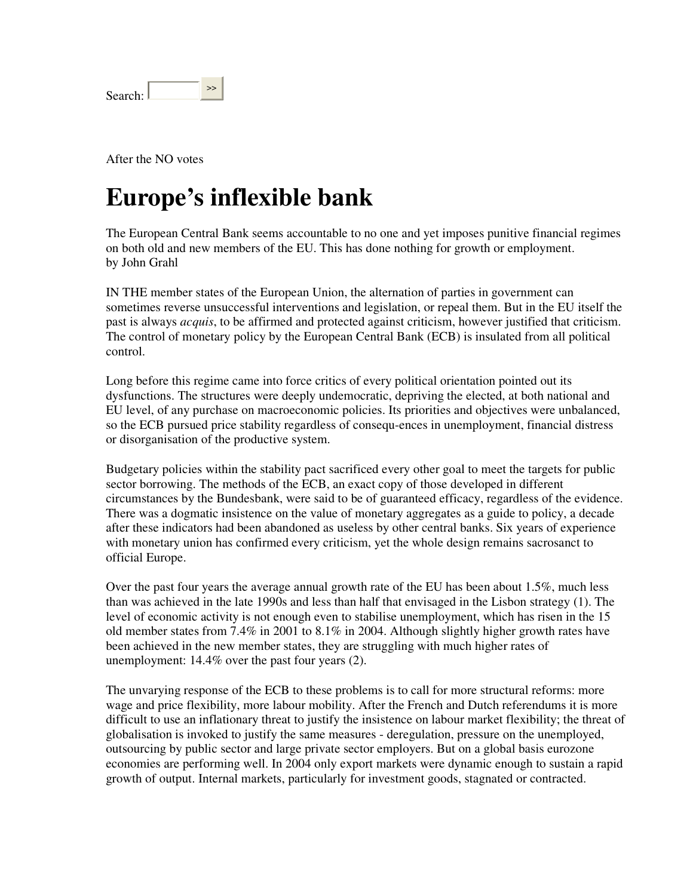Search: [ ] >>

After the NO votes

# Europe's inflexible bank

The European Central Bank seems accountable to no one and yet imposes punitive financial regimes on both old and new members of the EU. This has done nothing for growth or employment.
by John Grahl

IN THE member states of the European Union, the alternation of parties in government can sometimes reverse unsuccessful interventions and legislation, or repeal them. But in the EU itself the past is always *acquis*, to be affirmed and protected against criticism, however justified that criticism. The control of monetary policy by the European Central Bank (ECB) is insulated from all political control.

Long before this regime came into force critics of every political orientation pointed out its dysfunctions. The structures were deeply undemocratic, depriving the elected, at both national and EU level, of any purchase on macroeconomic policies. Its priorities and objectives were unbalanced, so the ECB pursued price stability regardless of consequ-ences in unemployment, financial distress or disorganisation of the productive system.

Budgetary policies within the stability pact sacrificed every other goal to meet the targets for public sector borrowing. The methods of the ECB, an exact copy of those developed in different circumstances by the Bundesbank, were said to be of guaranteed efficacy, regardless of the evidence. There was a dogmatic insistence on the value of monetary aggregates as a guide to policy, a decade after these indicators had been abandoned as useless by other central banks. Six years of experience with monetary union has confirmed every criticism, yet the whole design remains sacrosanct to official Europe.

Over the past four years the average annual growth rate of the EU has been about 1.5%, much less than was achieved in the late 1990s and less than half that envisaged in the Lisbon strategy (1). The level of economic activity is not enough even to stabilise unemployment, which has risen in the 15 old member states from 7.4% in 2001 to 8.1% in 2004. Although slightly higher growth rates have been achieved in the new member states, they are struggling with much higher rates of unemployment: 14.4% over the past four years (2).

The unvarying response of the ECB to these problems is to call for more structural reforms: more wage and price flexibility, more labour mobility. After the French and Dutch referendums it is more difficult to use an inflationary threat to justify the insistence on labour market flexibility; the threat of globalisation is invoked to justify the same measures - deregulation, pressure on the unemployed, outsourcing by public sector and large private sector employers. But on a global basis eurozone economies are performing well. In 2004 only export markets were dynamic enough to sustain a rapid growth of output. Internal markets, particularly for investment goods, stagnated or contracted.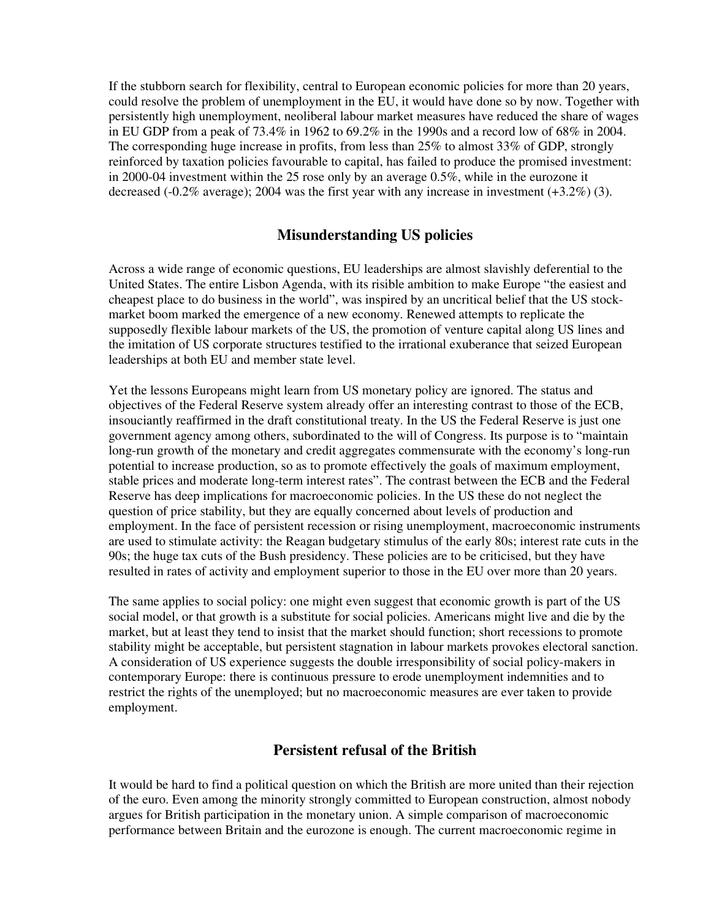If the stubborn search for flexibility, central to European economic policies for more than 20 years, could resolve the problem of unemployment in the EU, it would have done so by now. Together with persistently high unemployment, neoliberal labour market measures have reduced the share of wages in EU GDP from a peak of 73.4% in 1962 to 69.2% in the 1990s and a record low of 68% in 2004. The corresponding huge increase in profits, from less than 25% to almost 33% of GDP, strongly reinforced by taxation policies favourable to capital, has failed to produce the promised investment: in 2000-04 investment within the 25 rose only by an average 0.5%, while in the eurozone it decreased (-0.2% average); 2004 was the first year with any increase in investment (+3.2%) (3).

## Misunderstanding US policies

Across a wide range of economic questions, EU leaderships are almost slavishly deferential to the United States. The entire Lisbon Agenda, with its risible ambition to make Europe "the easiest and cheapest place to do business in the world", was inspired by an uncritical belief that the US stock-market boom marked the emergence of a new economy. Renewed attempts to replicate the supposedly flexible labour markets of the US, the promotion of venture capital along US lines and the imitation of US corporate structures testified to the irrational exuberance that seized European leaderships at both EU and member state level.

Yet the lessons Europeans might learn from US monetary policy are ignored. The status and objectives of the Federal Reserve system already offer an interesting contrast to those of the ECB, insouciantly reaffirmed in the draft constitutional treaty. In the US the Federal Reserve is just one government agency among others, subordinated to the will of Congress. Its purpose is to "maintain long-run growth of the monetary and credit aggregates commensurate with the economy's long-run potential to increase production, so as to promote effectively the goals of maximum employment, stable prices and moderate long-term interest rates". The contrast between the ECB and the Federal Reserve has deep implications for macroeconomic policies. In the US these do not neglect the question of price stability, but they are equally concerned about levels of production and employment. In the face of persistent recession or rising unemployment, macroeconomic instruments are used to stimulate activity: the Reagan budgetary stimulus of the early 80s; interest rate cuts in the 90s; the huge tax cuts of the Bush presidency. These policies are to be criticised, but they have resulted in rates of activity and employment superior to those in the EU over more than 20 years.

The same applies to social policy: one might even suggest that economic growth is part of the US social model, or that growth is a substitute for social policies. Americans might live and die by the market, but at least they tend to insist that the market should function; short recessions to promote stability might be acceptable, but persistent stagnation in labour markets provokes electoral sanction. A consideration of US experience suggests the double irresponsibility of social policy-makers in contemporary Europe: there is continuous pressure to erode unemployment indemnities and to restrict the rights of the unemployed; but no macroeconomic measures are ever taken to provide employment.

## Persistent refusal of the British

It would be hard to find a political question on which the British are more united than their rejection of the euro. Even among the minority strongly committed to European construction, almost nobody argues for British participation in the monetary union. A simple comparison of macroeconomic performance between Britain and the eurozone is enough. The current macroeconomic regime in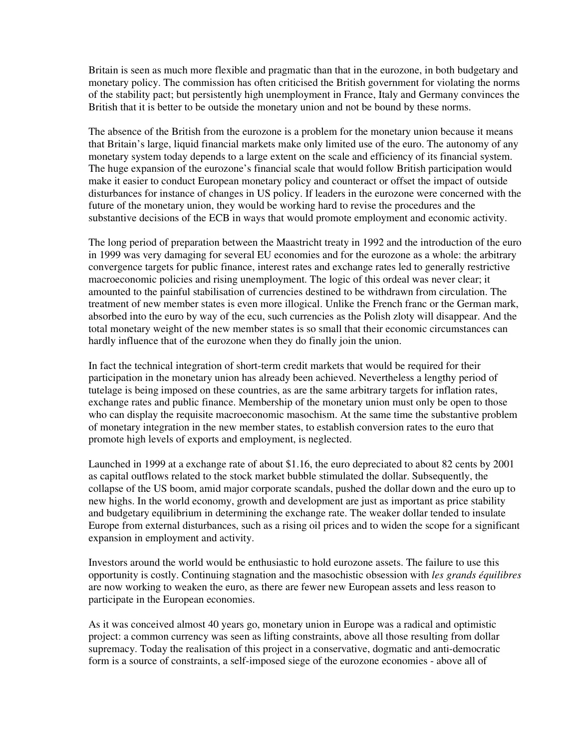Britain is seen as much more flexible and pragmatic than that in the eurozone, in both budgetary and monetary policy. The commission has often criticised the British government for violating the norms of the stability pact; but persistently high unemployment in France, Italy and Germany convinces the British that it is better to be outside the monetary union and not be bound by these norms.

The absence of the British from the eurozone is a problem for the monetary union because it means that Britain's large, liquid financial markets make only limited use of the euro. The autonomy of any monetary system today depends to a large extent on the scale and efficiency of its financial system. The huge expansion of the eurozone's financial scale that would follow British participation would make it easier to conduct European monetary policy and counteract or offset the impact of outside disturbances for instance of changes in US policy. If leaders in the eurozone were concerned with the future of the monetary union, they would be working hard to revise the procedures and the substantive decisions of the ECB in ways that would promote employment and economic activity.

The long period of preparation between the Maastricht treaty in 1992 and the introduction of the euro in 1999 was very damaging for several EU economies and for the eurozone as a whole: the arbitrary convergence targets for public finance, interest rates and exchange rates led to generally restrictive macroeconomic policies and rising unemployment. The logic of this ordeal was never clear; it amounted to the painful stabilisation of currencies destined to be withdrawn from circulation. The treatment of new member states is even more illogical. Unlike the French franc or the German mark, absorbed into the euro by way of the ecu, such currencies as the Polish zloty will disappear. And the total monetary weight of the new member states is so small that their economic circumstances can hardly influence that of the eurozone when they do finally join the union.

In fact the technical integration of short-term credit markets that would be required for their participation in the monetary union has already been achieved. Nevertheless a lengthy period of tutelage is being imposed on these countries, as are the same arbitrary targets for inflation rates, exchange rates and public finance. Membership of the monetary union must only be open to those who can display the requisite macroeconomic masochism. At the same time the substantive problem of monetary integration in the new member states, to establish conversion rates to the euro that promote high levels of exports and employment, is neglected.

Launched in 1999 at a exchange rate of about $1.16, the euro depreciated to about 82 cents by 2001 as capital outflows related to the stock market bubble stimulated the dollar. Subsequently, the collapse of the US boom, amid major corporate scandals, pushed the dollar down and the euro up to new highs. In the world economy, growth and development are just as important as price stability and budgetary equilibrium in determining the exchange rate. The weaker dollar tended to insulate Europe from external disturbances, such as a rising oil prices and to widen the scope for a significant expansion in employment and activity.

Investors around the world would be enthusiastic to hold eurozone assets. The failure to use this opportunity is costly. Continuing stagnation and the masochistic obsession with *les grands équilibres* are now working to weaken the euro, as there are fewer new European assets and less reason to participate in the European economies.

As it was conceived almost 40 years go, monetary union in Europe was a radical and optimistic project: a common currency was seen as lifting constraints, above all those resulting from dollar supremacy. Today the realisation of this project in a conservative, dogmatic and anti-democratic form is a source of constraints, a self-imposed siege of the eurozone economies - above all of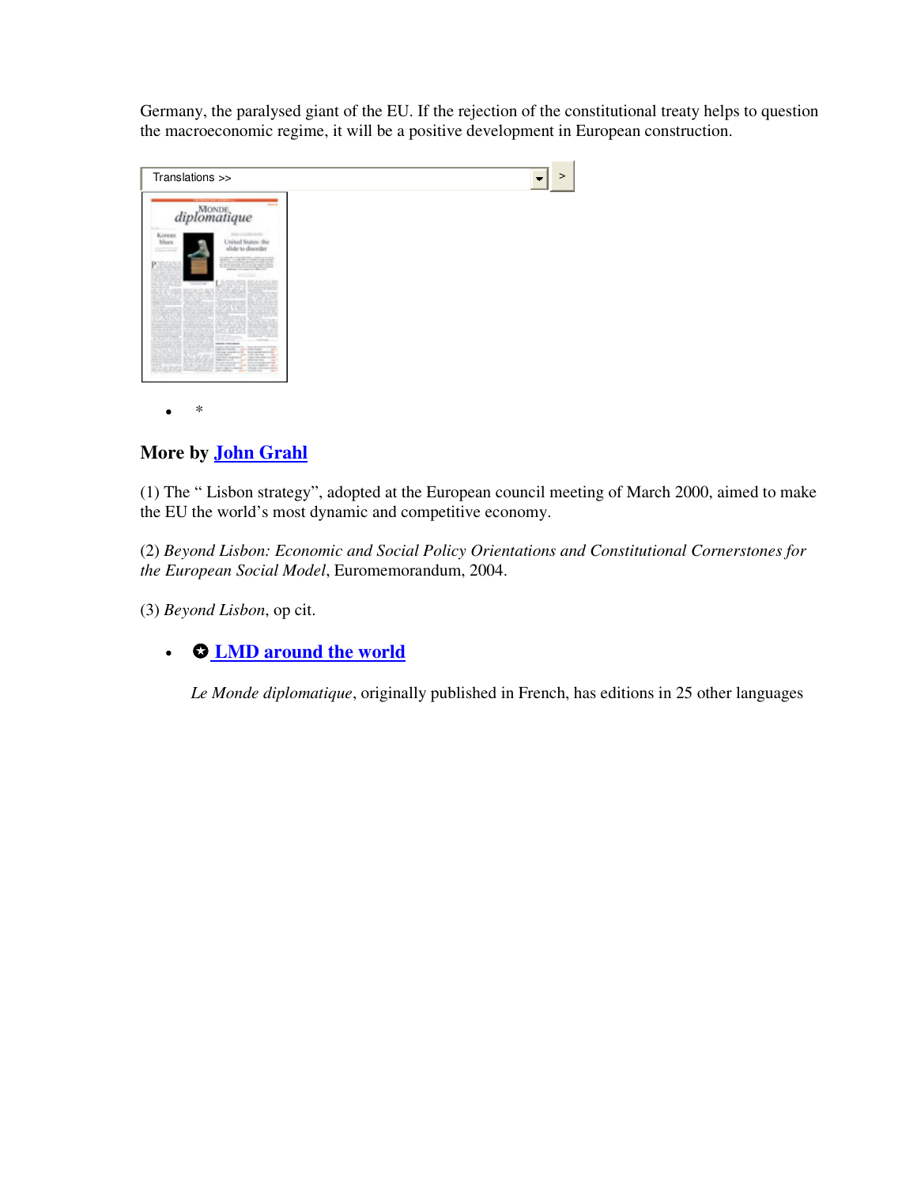Germany, the paralysed giant of the EU. If the rejection of the constitutional treaty helps to question the macroeconomic regime, it will be a positive development in European construction.

Translations >>

- *

**More by John Grahl**

(1) The " Lisbon strategy", adopted at the European council meeting of March 2000, aimed to make the EU the world's most dynamic and competitive economy.

(2) *Beyond Lisbon: Economic and Social Policy Orientations and Constitutional Cornerstones for the European Social Model*, Euromemorandum, 2004.

(3) *Beyond Lisbon*, op cit.

- **LMD around the world**

  *Le Monde diplomatique*, originally published in French, has editions in 25 other languages